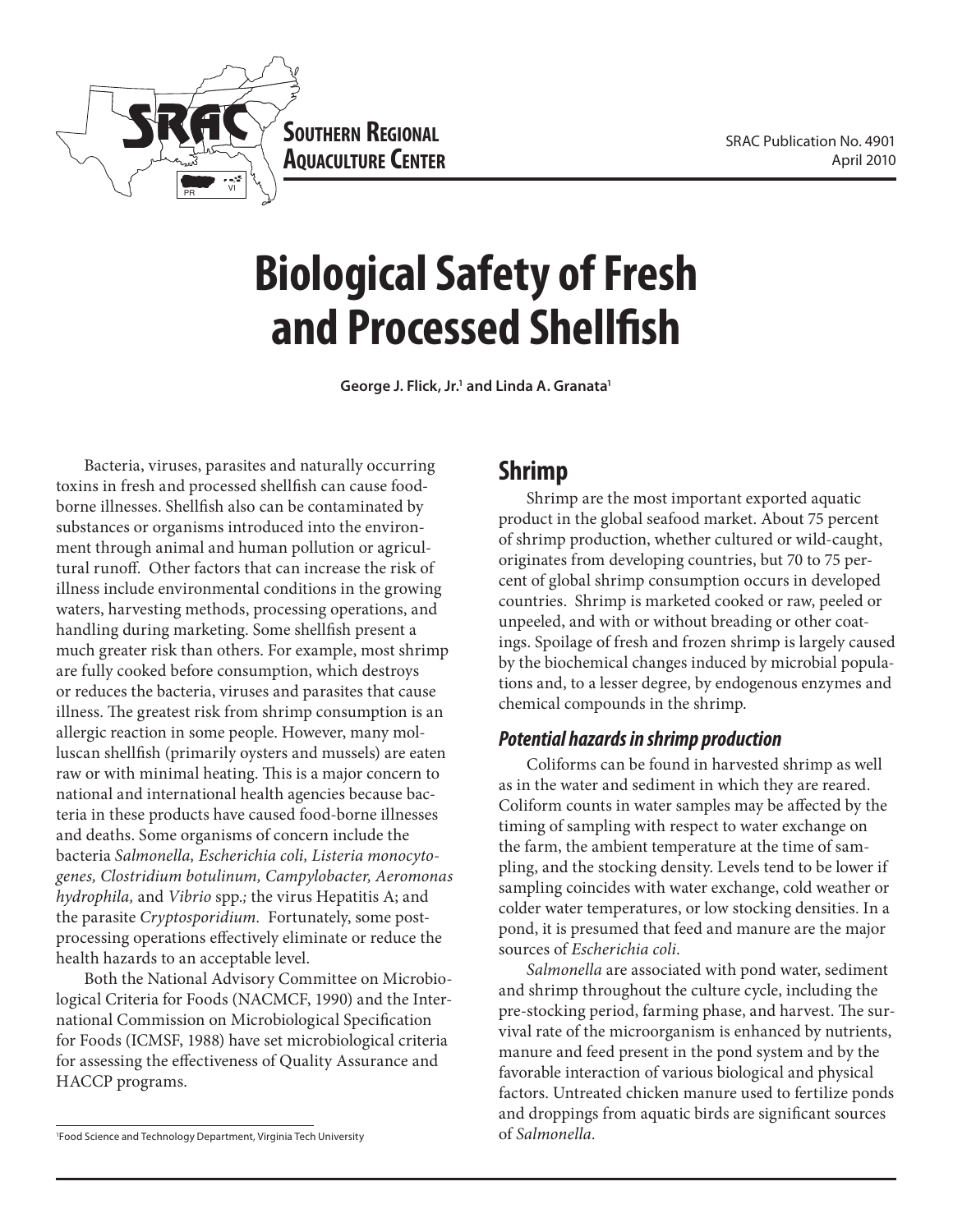Southern Regional Aquaculture Center

SRAC Publication No. 4901
April 2010

# Biological Safety of Fresh and Processed Shellfish

**George J. Flick, Jr.[1] and Linda A. Granata[1]**

Bacteria, viruses, parasites and naturally occurring toxins in fresh and processed shellfish can cause food-borne illnesses. Shellfish also can be contaminated by substances or organisms introduced into the environment through animal and human pollution or agricultural runoff. Other factors that can increase the risk of illness include environmental conditions in the growing waters, harvesting methods, processing operations, and handling during marketing. Some shellfish present a much greater risk than others. For example, most shrimp are fully cooked before consumption, which destroys or reduces the bacteria, viruses and parasites that cause illness. The greatest risk from shrimp consumption is an allergic reaction in some people. However, many molluscan shellfish (primarily oysters and mussels) are eaten raw or with minimal heating. This is a major concern to national and international health agencies because bacteria in these products have caused food-borne illnesses and deaths. Some organisms of concern include the bacteria *Salmonella, Escherichia coli, Listeria monocytogenes, Clostridium botulinum, Campylobacter, Aeromonas hydrophila,* and *Vibrio* spp.*;* the virus Hepatitis A; and the parasite *Cryptosporidium*. Fortunately, some post-processing operations effectively eliminate or reduce the health hazards to an acceptable level.

Both the National Advisory Committee on Microbiological Criteria for Foods (NACMCF, 1990) and the International Commission on Microbiological Specification for Foods (ICMSF, 1988) have set microbiological criteria for assessing the effectiveness of Quality Assurance and HACCP programs.

[1]Food Science and Technology Department, Virginia Tech University

## Shrimp

Shrimp are the most important exported aquatic product in the global seafood market. About 75 percent of shrimp production, whether cultured or wild-caught, originates from developing countries, but 70 to 75 percent of global shrimp consumption occurs in developed countries. Shrimp is marketed cooked or raw, peeled or unpeeled, and with or without breading or other coatings. Spoilage of fresh and frozen shrimp is largely caused by the biochemical changes induced by microbial populations and, to a lesser degree, by endogenous enzymes and chemical compounds in the shrimp.

### *Potential hazards in shrimp production*

Coliforms can be found in harvested shrimp as well as in the water and sediment in which they are reared. Coliform counts in water samples may be affected by the timing of sampling with respect to water exchange on the farm, the ambient temperature at the time of sampling, and the stocking density. Levels tend to be lower if sampling coincides with water exchange, cold weather or colder water temperatures, or low stocking densities. In a pond, it is presumed that feed and manure are the major sources of *Escherichia coli*.

*Salmonella* are associated with pond water, sediment and shrimp throughout the culture cycle, including the pre-stocking period, farming phase, and harvest. The survival rate of the microorganism is enhanced by nutrients, manure and feed present in the pond system and by the favorable interaction of various biological and physical factors. Untreated chicken manure used to fertilize ponds and droppings from aquatic birds are significant sources of *Salmonella*.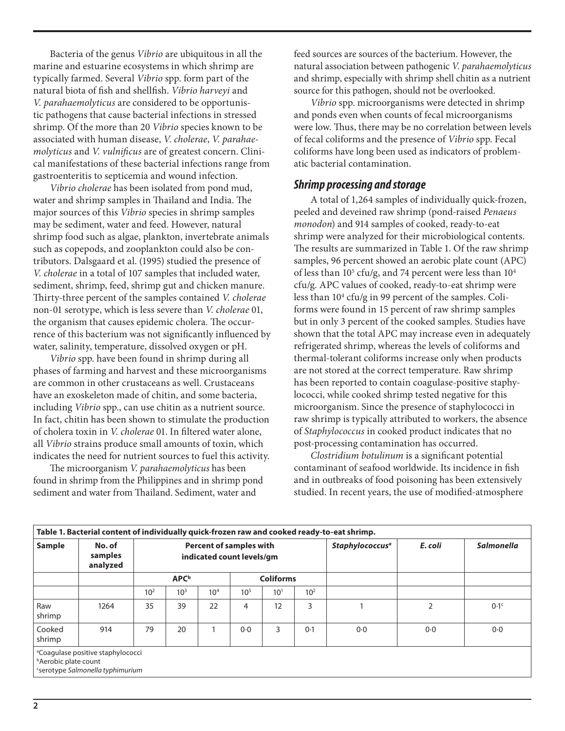Bacteria of the genus *Vibrio* are ubiquitous in all the marine and estuarine ecosystems in which shrimp are typically farmed. Several *Vibrio* spp. form part of the natural biota of fish and shellfish. *Vibrio harveyi* and *V. parahaemolyticus* are considered to be opportunistic pathogens that cause bacterial infections in stressed shrimp. Of the more than 20 *Vibrio* species known to be associated with human disease, *V. cholerae*, *V. parahaemolyticus* and *V. vulnificus* are of greatest concern. Clinical manifestations of these bacterial infections range from gastroenteritis to septicemia and wound infection.

*Vibrio cholerae* has been isolated from pond mud, water and shrimp samples in Thailand and India. The major sources of this *Vibrio* species in shrimp samples may be sediment, water and feed. However, natural shrimp food such as algae, plankton, invertebrate animals such as copepods, and zooplankton could also be contributors. Dalsgaard et al. (1995) studied the presence of *V. cholerae* in a total of 107 samples that included water, sediment, shrimp, feed, shrimp gut and chicken manure. Thirty-three percent of the samples contained *V. cholerae* non-01 serotype, which is less severe than *V. cholerae* 01, the organism that causes epidemic cholera. The occurrence of this bacterium was not significantly influenced by water, salinity, temperature, dissolved oxygen or pH.

*Vibrio* spp. have been found in shrimp during all phases of farming and harvest and these microorganisms are common in other crustaceans as well. Crustaceans have an exoskeleton made of chitin, and some bacteria, including *Vibrio* spp., can use chitin as a nutrient source. In fact, chitin has been shown to stimulate the production of cholera toxin in *V. cholerae* 01. In filtered water alone, all *Vibrio* strains produce small amounts of toxin, which indicates the need for nutrient sources to fuel this activity.

The microorganism *V. parahaemolyticus* has been found in shrimp from the Philippines and in shrimp pond sediment and water from Thailand. Sediment, water and feed sources are sources of the bacterium. However, the natural association between pathogenic *V. parahaemolyticus* and shrimp, especially with shrimp shell chitin as a nutrient source for this pathogen, should not be overlooked.

*Vibrio* spp. microorganisms were detected in shrimp and ponds even when counts of fecal microorganisms were low. Thus, there may be no correlation between levels of fecal coliforms and the presence of *Vibrio* spp. Fecal coliforms have long been used as indicators of problematic bacterial contamination.

### *Shrimp processing and storage*

A total of 1,264 samples of individually quick-frozen, peeled and deveined raw shrimp (pond-raised *Penaeus monodon*) and 914 samples of cooked, ready-to-eat shrimp were analyzed for their microbiological contents. The results are summarized in Table 1. Of the raw shrimp samples, 96 percent showed an aerobic plate count (APC) of less than $10^5$ cfu/g, and 74 percent were less than $10^4$ cfu/g. APC values of cooked, ready-to-eat shrimp were less than $10^4$ cfu/g in 99 percent of the samples. Coliforms were found in 15 percent of raw shrimp samples but in only 3 percent of the cooked samples. Studies have shown that the total APC may increase even in adequately refrigerated shrimp, whereas the levels of coliforms and thermal-tolerant coliforms increase only when products are not stored at the correct temperature. Raw shrimp has been reported to contain coagulase-positive staphylococci, while cooked shrimp tested negative for this microorganism. Since the presence of staphylococci in raw shrimp is typically attributed to workers, the absence of *Staphylococcus* in cooked product indicates that no post-processing contamination has occurred.

*Clostridium botulinum* is a significant potential contaminant of seafood worldwide. Its incidence in fish and in outbreaks of food poisoning has been extensively studied. In recent years, the use of modified-atmosphere

**Table 1. Bacterial content of individually quick-frozen raw and cooked ready-to-eat shrimp.**

| Sample | No. of samples analyzed | Percent of samples with indicated count levels/gm | | | | | | *Staphylococcus*[a] | *E. coli* | *Salmonella* |
|---|---|---|---|---|---|---|---|---|---|---|
| | | APC[b] | | | | Coliforms | | | | |
| | | $10^2$ | $10^3$ | $10^4$ | $10^5$ | $10^1$ | $10^2$ | | | |
| Raw shrimp | 1264 | 35 | 39 | 22 | 4 | 12 | 3 | 1 | 2 | 0·1[c] |
| Cooked shrimp | 914 | 79 | 20 | 1 | 0·0 | 3 | 0·1 | 0·0 | 0·0 | 0·0 |

[a]Coagulase positive staphylococci
[b]Aerobic plate count
[c]serotype *Salmonella typhimurium*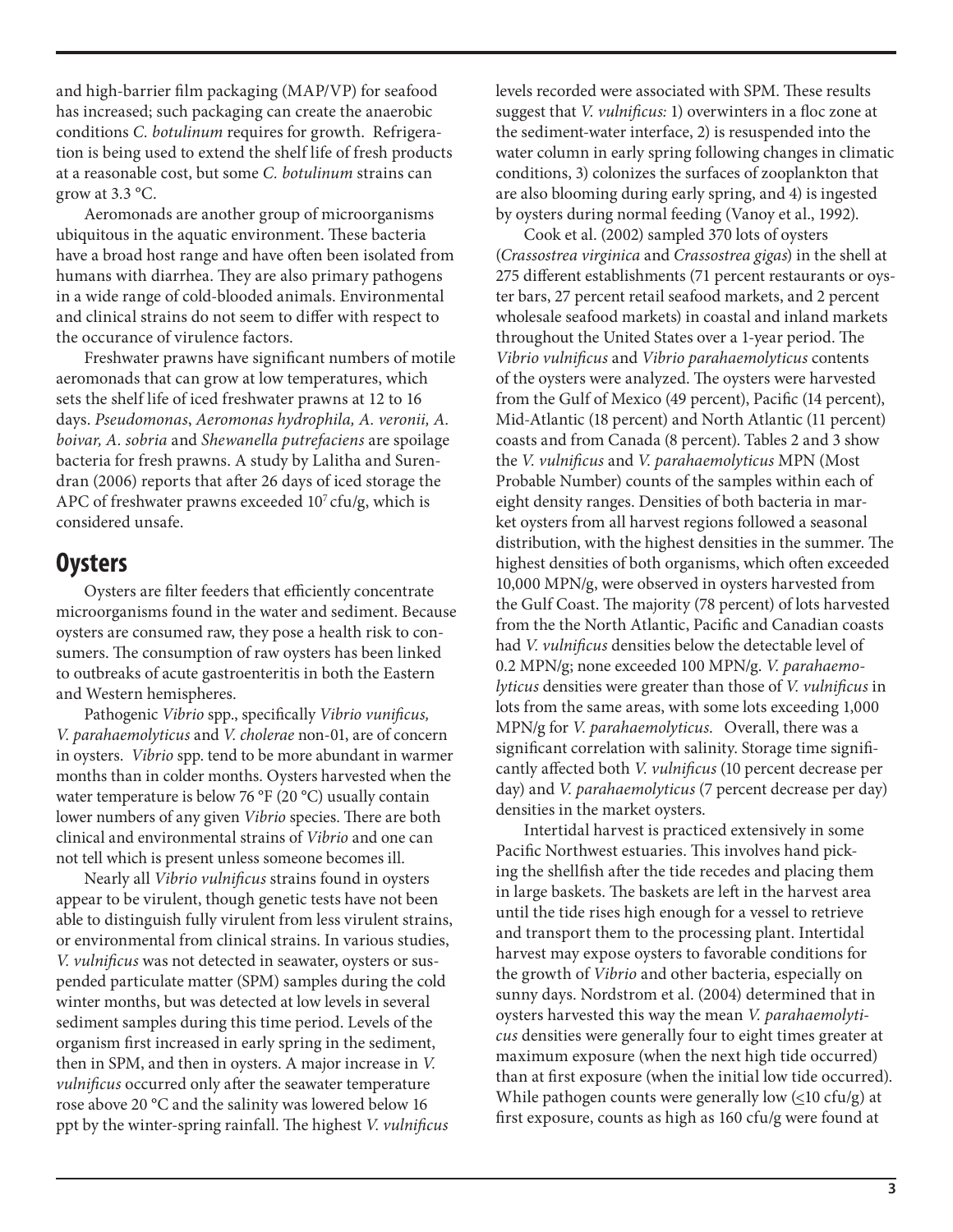and high-barrier film packaging (MAP/VP) for seafood has increased; such packaging can create the anaerobic conditions *C. botulinum* requires for growth. Refrigeration is being used to extend the shelf life of fresh products at a reasonable cost, but some *C. botulinum* strains can grow at 3.3 °C.

Aeromonads are another group of microorganisms ubiquitous in the aquatic environment. These bacteria have a broad host range and have often been isolated from humans with diarrhea. They are also primary pathogens in a wide range of cold-blooded animals. Environmental and clinical strains do not seem to differ with respect to the occurance of virulence factors.

Freshwater prawns have significant numbers of motile aeromonads that can grow at low temperatures, which sets the shelf life of iced freshwater prawns at 12 to 16 days. *Pseudomonas*, *Aeromonas hydrophila, A. veronii, A. boivar, A. sobria* and *Shewanella putrefaciens* are spoilage bacteria for fresh prawns. A study by Lalitha and Surendran (2006) reports that after 26 days of iced storage the APC of freshwater prawns exceeded $10^7$ cfu/g, which is considered unsafe.

## Oysters

Oysters are filter feeders that efficiently concentrate microorganisms found in the water and sediment. Because oysters are consumed raw, they pose a health risk to consumers. The consumption of raw oysters has been linked to outbreaks of acute gastroenteritis in both the Eastern and Western hemispheres.

Pathogenic *Vibrio* spp., specifically *Vibrio vunificus, V. parahaemolyticus* and *V. cholerae* non-01, are of concern in oysters. *Vibrio* spp. tend to be more abundant in warmer months than in colder months. Oysters harvested when the water temperature is below 76 °F (20 °C) usually contain lower numbers of any given *Vibrio* species. There are both clinical and environmental strains of *Vibrio* and one can not tell which is present unless someone becomes ill.

Nearly all *Vibrio vulnificus* strains found in oysters appear to be virulent, though genetic tests have not been able to distinguish fully virulent from less virulent strains, or environmental from clinical strains. In various studies, *V. vulnificus* was not detected in seawater, oysters or suspended particulate matter (SPM) samples during the cold winter months, but was detected at low levels in several sediment samples during this time period. Levels of the organism first increased in early spring in the sediment, then in SPM, and then in oysters. A major increase in *V. vulnificus* occurred only after the seawater temperature rose above 20 °C and the salinity was lowered below 16 ppt by the winter-spring rainfall. The highest *V. vulnificus* levels recorded were associated with SPM. These results suggest that *V. vulnificus:* 1) overwinters in a floc zone at the sediment-water interface, 2) is resuspended into the water column in early spring following changes in climatic conditions, 3) colonizes the surfaces of zooplankton that are also blooming during early spring, and 4) is ingested by oysters during normal feeding (Vanoy et al., 1992).

Cook et al. (2002) sampled 370 lots of oysters (*Crassostrea virginica* and *Crassostrea gigas*) in the shell at 275 different establishments (71 percent restaurants or oyster bars, 27 percent retail seafood markets, and 2 percent wholesale seafood markets) in coastal and inland markets throughout the United States over a 1-year period. The *Vibrio vulnificus* and *Vibrio parahaemolyticus* contents of the oysters were analyzed. The oysters were harvested from the Gulf of Mexico (49 percent), Pacific (14 percent), Mid-Atlantic (18 percent) and North Atlantic (11 percent) coasts and from Canada (8 percent). Tables 2 and 3 show the *V. vulnificus* and *V. parahaemolyticus* MPN (Most Probable Number) counts of the samples within each of eight density ranges. Densities of both bacteria in market oysters from all harvest regions followed a seasonal distribution, with the highest densities in the summer. The highest densities of both organisms, which often exceeded 10,000 MPN/g, were observed in oysters harvested from the Gulf Coast. The majority (78 percent) of lots harvested from the the North Atlantic, Pacific and Canadian coasts had *V. vulnificus* densities below the detectable level of 0.2 MPN/g; none exceeded 100 MPN/g. *V. parahaemolyticus* densities were greater than those of *V. vulnificus* in lots from the same areas, with some lots exceeding 1,000 MPN/g for *V. parahaemolyticus*. Overall, there was a significant correlation with salinity. Storage time significantly affected both *V. vulnificus* (10 percent decrease per day) and *V. parahaemolyticus* (7 percent decrease per day) densities in the market oysters.

Intertidal harvest is practiced extensively in some Pacific Northwest estuaries. This involves hand picking the shellfish after the tide recedes and placing them in large baskets. The baskets are left in the harvest area until the tide rises high enough for a vessel to retrieve and transport them to the processing plant. Intertidal harvest may expose oysters to favorable conditions for the growth of *Vibrio* and other bacteria, especially on sunny days. Nordstrom et al. (2004) determined that in oysters harvested this way the mean *V. parahaemolyticus* densities were generally four to eight times greater at maximum exposure (when the next high tide occurred) than at first exposure (when the initial low tide occurred). While pathogen counts were generally low ($\leq$10 cfu/g) at first exposure, counts as high as 160 cfu/g were found at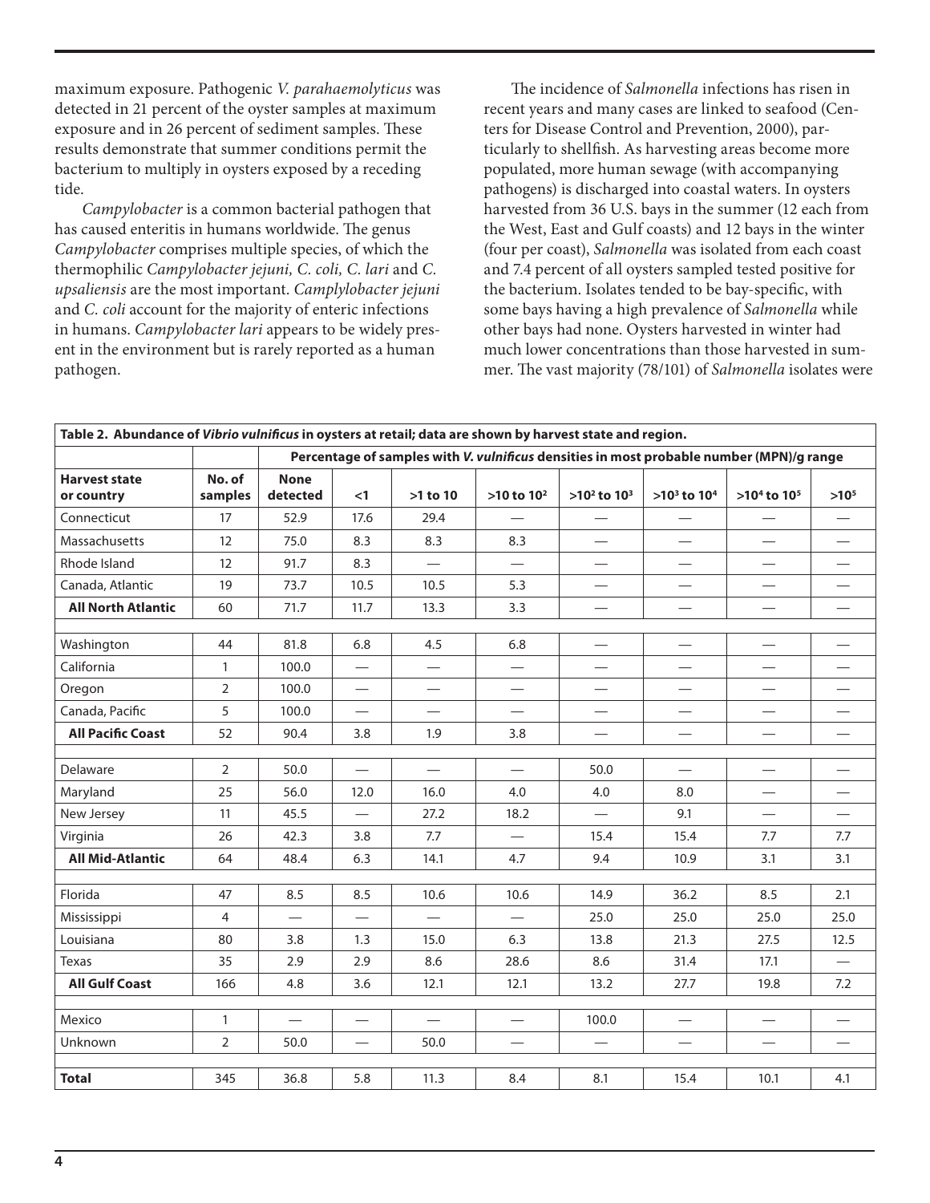maximum exposure. Pathogenic *V. parahaemolyticus* was detected in 21 percent of the oyster samples at maximum exposure and in 26 percent of sediment samples. These results demonstrate that summer conditions permit the bacterium to multiply in oysters exposed by a receding tide.

*Campylobacter* is a common bacterial pathogen that has caused enteritis in humans worldwide. The genus *Campylobacter* comprises multiple species, of which the thermophilic *Campylobacter jejuni, C. coli, C. lari* and *C. upsaliensis* are the most important. *Camplylobacter jejuni* and *C. coli* account for the majority of enteric infections in humans. *Campylobacter lari* appears to be widely present in the environment but is rarely reported as a human pathogen.

The incidence of *Salmonella* infections has risen in recent years and many cases are linked to seafood (Centers for Disease Control and Prevention, 2000), particularly to shellfish. As harvesting areas become more populated, more human sewage (with accompanying pathogens) is discharged into coastal waters. In oysters harvested from 36 U.S. bays in the summer (12 each from the West, East and Gulf coasts) and 12 bays in the winter (four per coast), *Salmonella* was isolated from each coast and 7.4 percent of all oysters sampled tested positive for the bacterium. Isolates tended to be bay-specific, with some bays having a high prevalence of *Salmonella* while other bays had none. Oysters harvested in winter had much lower concentrations than those harvested in summer. The vast majority (78/101) of *Salmonella* isolates were

**Table 2. Abundance of *Vibrio vulnificus* in oysters at retail; data are shown by harvest state and region.**

| | | Percentage of samples with *V. vulnificus* densities in most probable number (MPN)/g range | | | | | | | |
|---|---|---|---|---|---|---|---|---|---|
| **Harvest state or country** | **No. of samples** | **None detected** | **<1** | **>1 to 10** | **>10 to $10^2$** | **>$10^2$ to $10^3$** | **>$10^3$ to $10^4$** | **>$10^4$ to $10^5$** | **>$10^5$** |
| Connecticut | 17 | 52.9 | 17.6 | 29.4 | — | — | — | — | — |
| Massachusetts | 12 | 75.0 | 8.3 | 8.3 | 8.3 | — | — | — | — |
| Rhode Island | 12 | 91.7 | 8.3 | — | — | — | — | — | — |
| Canada, Atlantic | 19 | 73.7 | 10.5 | 10.5 | 5.3 | — | — | — | — |
| **All North Atlantic** | 60 | 71.7 | 11.7 | 13.3 | 3.3 | — | — | — | — |
| Washington | 44 | 81.8 | 6.8 | 4.5 | 6.8 | — | — | — | — |
| California | 1 | 100.0 | — | — | — | — | — | — | — |
| Oregon | 2 | 100.0 | — | — | — | — | — | — | — |
| Canada, Pacific | 5 | 100.0 | — | — | — | — | — | — | — |
| **All Pacific Coast** | 52 | 90.4 | 3.8 | 1.9 | 3.8 | — | — | — | — |
| Delaware | 2 | 50.0 | — | — | — | 50.0 | — | — | — |
| Maryland | 25 | 56.0 | 12.0 | 16.0 | 4.0 | 4.0 | 8.0 | — | — |
| New Jersey | 11 | 45.5 | — | 27.2 | 18.2 | — | 9.1 | — | — |
| Virginia | 26 | 42.3 | 3.8 | 7.7 | — | 15.4 | 15.4 | 7.7 | 7.7 |
| **All Mid-Atlantic** | 64 | 48.4 | 6.3 | 14.1 | 4.7 | 9.4 | 10.9 | 3.1 | 3.1 |
| Florida | 47 | 8.5 | 8.5 | 10.6 | 10.6 | 14.9 | 36.2 | 8.5 | 2.1 |
| Mississippi | 4 | — | — | — | — | 25.0 | 25.0 | 25.0 | 25.0 |
| Louisiana | 80 | 3.8 | 1.3 | 15.0 | 6.3 | 13.8 | 21.3 | 27.5 | 12.5 |
| Texas | 35 | 2.9 | 2.9 | 8.6 | 28.6 | 8.6 | 31.4 | 17.1 | — |
| **All Gulf Coast** | 166 | 4.8 | 3.6 | 12.1 | 12.1 | 13.2 | 27.7 | 19.8 | 7.2 |
| Mexico | 1 | — | — | — | — | 100.0 | — | — | — |
| Unknown | 2 | 50.0 | — | 50.0 | — | — | — | — | — |
| **Total** | 345 | 36.8 | 5.8 | 11.3 | 8.4 | 8.1 | 15.4 | 10.1 | 4.1 |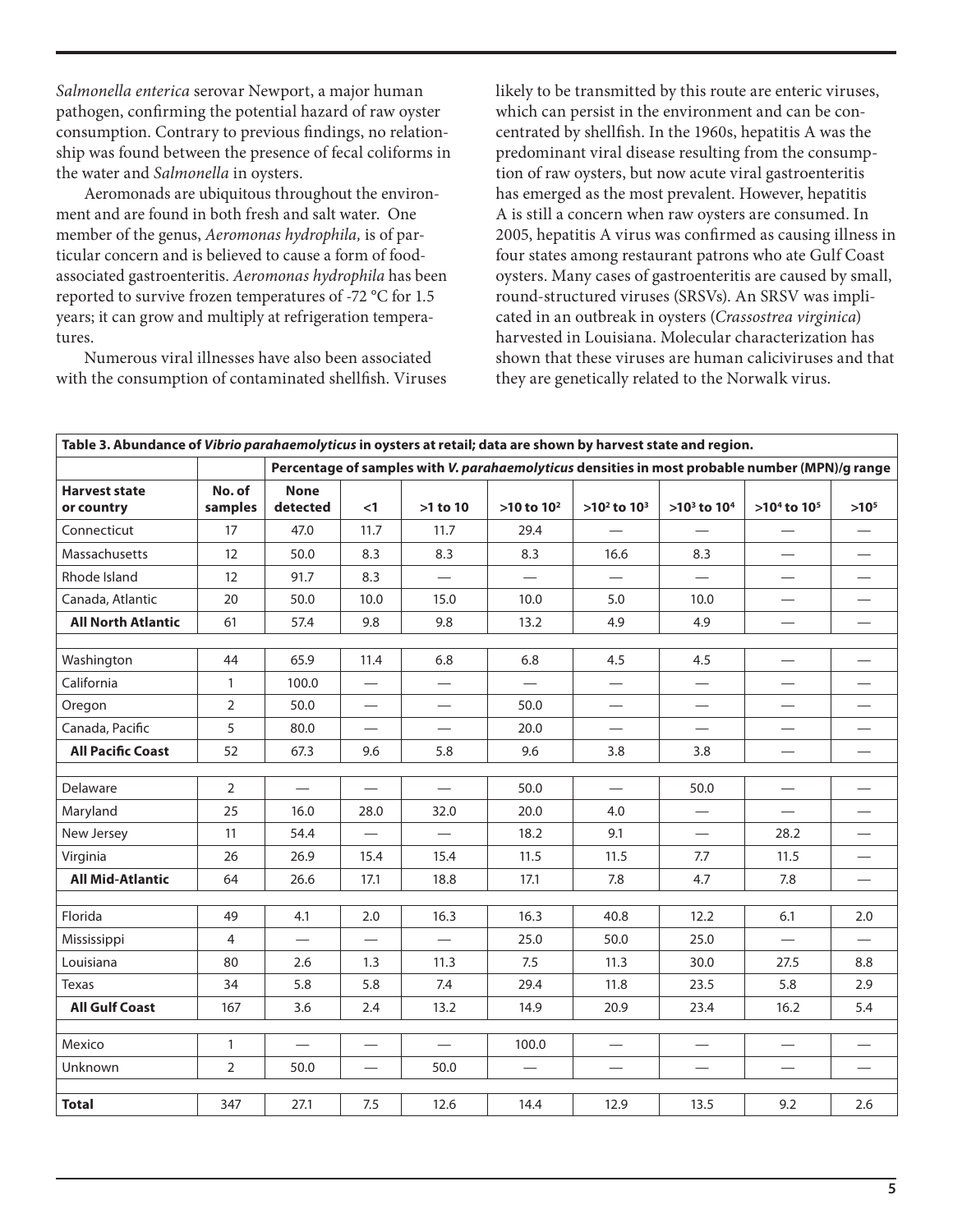*Salmonella enterica* serovar Newport, a major human pathogen, confirming the potential hazard of raw oyster consumption. Contrary to previous findings, no relationship was found between the presence of fecal coliforms in the water and *Salmonella* in oysters.

Aeromonads are ubiquitous throughout the environment and are found in both fresh and salt water. One member of the genus, *Aeromonas hydrophila,* is of particular concern and is believed to cause a form of food-associated gastroenteritis. *Aeromonas hydrophila* has been reported to survive frozen temperatures of -72 °C for 1.5 years; it can grow and multiply at refrigeration temperatures.

Numerous viral illnesses have also been associated with the consumption of contaminated shellfish. Viruses likely to be transmitted by this route are enteric viruses, which can persist in the environment and can be concentrated by shellfish. In the 1960s, hepatitis A was the predominant viral disease resulting from the consumption of raw oysters, but now acute viral gastroenteritis has emerged as the most prevalent. However, hepatitis A is still a concern when raw oysters are consumed. In 2005, hepatitis A virus was confirmed as causing illness in four states among restaurant patrons who ate Gulf Coast oysters. Many cases of gastroenteritis are caused by small, round-structured viruses (SRSVs). An SRSV was implicated in an outbreak in oysters (*Crassostrea virginica*) harvested in Louisiana. Molecular characterization has shown that these viruses are human caliciviruses and that they are genetically related to the Norwalk virus.

**Table 3. Abundance of *Vibrio parahaemolyticus* in oysters at retail; data are shown by harvest state and region.**

| | | Percentage of samples with *V. parahaemolyticus* densities in most probable number (MPN)/g range | | | | | | | |
|---|---|---|---|---|---|---|---|---|---|
| **Harvest state or country** | **No. of samples** | **None detected** | **<1** | **>1 to 10** | **>10 to $10^2$** | **>$10^2$ to $10^3$** | **>$10^3$ to $10^4$** | **>$10^4$ to $10^5$** | **>$10^5$** |
| Connecticut | 17 | 47.0 | 11.7 | 11.7 | 29.4 | — | — | — | — |
| Massachusetts | 12 | 50.0 | 8.3 | 8.3 | 8.3 | 16.6 | 8.3 | — | — |
| Rhode Island | 12 | 91.7 | 8.3 | — | — | — | — | — | — |
| Canada, Atlantic | 20 | 50.0 | 10.0 | 15.0 | 10.0 | 5.0 | 10.0 | — | — |
| **All North Atlantic** | 61 | 57.4 | 9.8 | 9.8 | 13.2 | 4.9 | 4.9 | — | — |
| | | | | | | | | | |
| Washington | 44 | 65.9 | 11.4 | 6.8 | 6.8 | 4.5 | 4.5 | — | — |
| California | 1 | 100.0 | — | — | — | — | — | — | — |
| Oregon | 2 | 50.0 | — | — | 50.0 | — | — | — | — |
| Canada, Pacific | 5 | 80.0 | — | — | 20.0 | — | — | — | — |
| **All Pacific Coast** | 52 | 67.3 | 9.6 | 5.8 | 9.6 | 3.8 | 3.8 | — | — |
| | | | | | | | | | |
| Delaware | 2 | — | — | — | 50.0 | — | 50.0 | — | — |
| Maryland | 25 | 16.0 | 28.0 | 32.0 | 20.0 | 4.0 | — | — | — |
| New Jersey | 11 | 54.4 | — | — | 18.2 | 9.1 | — | 28.2 | — |
| Virginia | 26 | 26.9 | 15.4 | 15.4 | 11.5 | 11.5 | 7.7 | 11.5 | — |
| **All Mid-Atlantic** | 64 | 26.6 | 17.1 | 18.8 | 17.1 | 7.8 | 4.7 | 7.8 | — |
| | | | | | | | | | |
| Florida | 49 | 4.1 | 2.0 | 16.3 | 16.3 | 40.8 | 12.2 | 6.1 | 2.0 |
| Mississippi | 4 | — | — | — | 25.0 | 50.0 | 25.0 | — | — |
| Louisiana | 80 | 2.6 | 1.3 | 11.3 | 7.5 | 11.3 | 30.0 | 27.5 | 8.8 |
| Texas | 34 | 5.8 | 5.8 | 7.4 | 29.4 | 11.8 | 23.5 | 5.8 | 2.9 |
| **All Gulf Coast** | 167 | 3.6 | 2.4 | 13.2 | 14.9 | 20.9 | 23.4 | 16.2 | 5.4 |
| | | | | | | | | | |
| Mexico | 1 | — | — | — | 100.0 | — | — | — | — |
| Unknown | 2 | 50.0 | — | 50.0 | — | — | — | — | — |
| | | | | | | | | | |
| **Total** | 347 | 27.1 | 7.5 | 12.6 | 14.4 | 12.9 | 13.5 | 9.2 | 2.6 |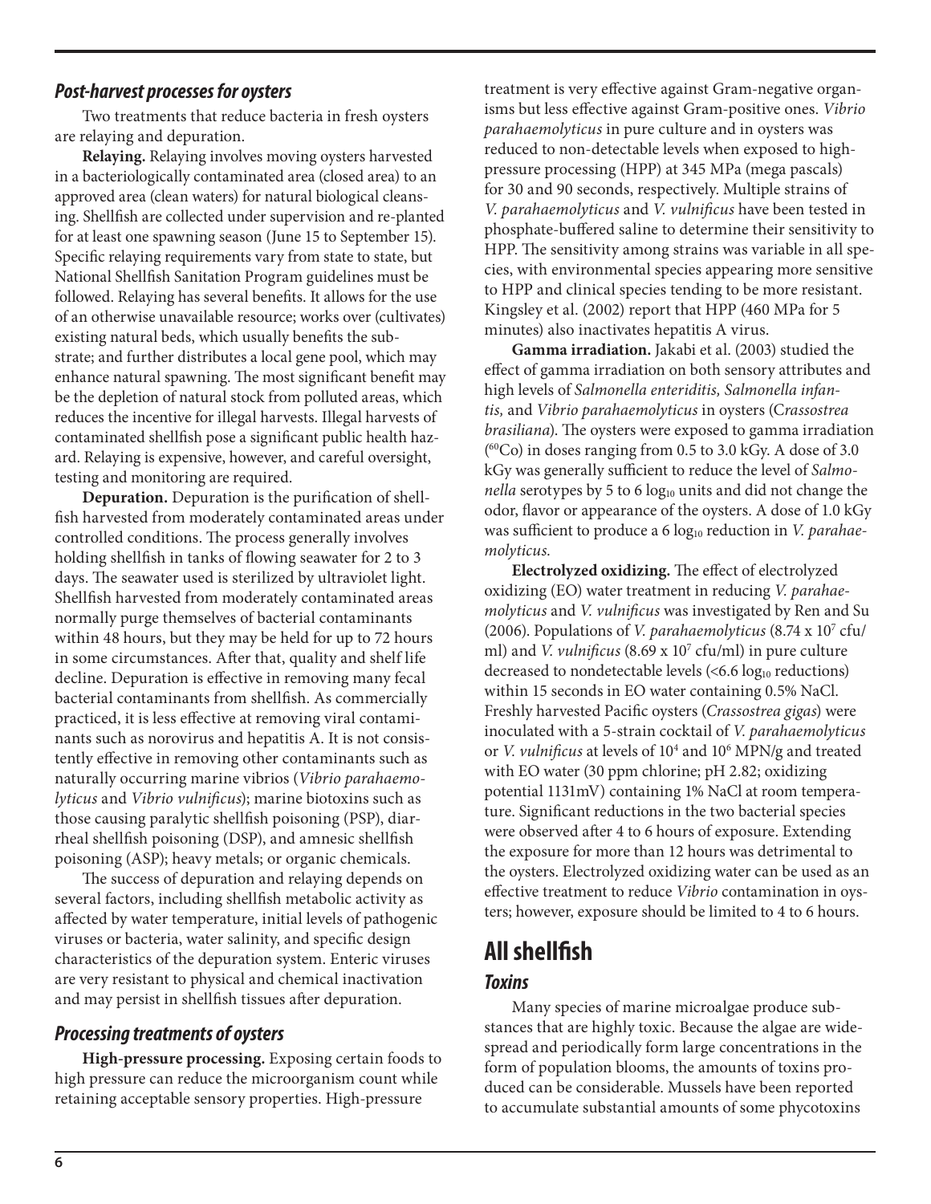### *Post-harvest processes for oysters*

Two treatments that reduce bacteria in fresh oysters are relaying and depuration.

**Relaying.** Relaying involves moving oysters harvested in a bacteriologically contaminated area (closed area) to an approved area (clean waters) for natural biological cleansing. Shellfish are collected under supervision and re-planted for at least one spawning season (June 15 to September 15). Specific relaying requirements vary from state to state, but National Shellfish Sanitation Program guidelines must be followed. Relaying has several benefits. It allows for the use of an otherwise unavailable resource; works over (cultivates) existing natural beds, which usually benefits the substrate; and further distributes a local gene pool, which may enhance natural spawning. The most significant benefit may be the depletion of natural stock from polluted areas, which reduces the incentive for illegal harvests. Illegal harvests of contaminated shellfish pose a significant public health hazard. Relaying is expensive, however, and careful oversight, testing and monitoring are required.

**Depuration.** Depuration is the purification of shellfish harvested from moderately contaminated areas under controlled conditions. The process generally involves holding shellfish in tanks of flowing seawater for 2 to 3 days. The seawater used is sterilized by ultraviolet light. Shellfish harvested from moderately contaminated areas normally purge themselves of bacterial contaminants within 48 hours, but they may be held for up to 72 hours in some circumstances. After that, quality and shelf life decline. Depuration is effective in removing many fecal bacterial contaminants from shellfish. As commercially practiced, it is less effective at removing viral contaminants such as norovirus and hepatitis A. It is not consistently effective in removing other contaminants such as naturally occurring marine vibrios (*Vibrio parahaemolyticus* and *Vibrio vulnificus*); marine biotoxins such as those causing paralytic shellfish poisoning (PSP), diarrheal shellfish poisoning (DSP), and amnesic shellfish poisoning (ASP); heavy metals; or organic chemicals.

The success of depuration and relaying depends on several factors, including shellfish metabolic activity as affected by water temperature, initial levels of pathogenic viruses or bacteria, water salinity, and specific design characteristics of the depuration system. Enteric viruses are very resistant to physical and chemical inactivation and may persist in shellfish tissues after depuration.

### *Processing treatments of oysters*

**High-pressure processing.** Exposing certain foods to high pressure can reduce the microorganism count while retaining acceptable sensory properties. High-pressure treatment is very effective against Gram-negative organisms but less effective against Gram-positive ones. *Vibrio parahaemolyticus* in pure culture and in oysters was reduced to non-detectable levels when exposed to high-pressure processing (HPP) at 345 MPa (mega pascals) for 30 and 90 seconds, respectively. Multiple strains of *V. parahaemolyticus* and *V. vulnificus* have been tested in phosphate-buffered saline to determine their sensitivity to HPP. The sensitivity among strains was variable in all species, with environmental species appearing more sensitive to HPP and clinical species tending to be more resistant. Kingsley et al. (2002) report that HPP (460 MPa for 5 minutes) also inactivates hepatitis A virus.

**Gamma irradiation.** Jakabi et al. (2003) studied the effect of gamma irradiation on both sensory attributes and high levels of *Salmonella enteriditis, Salmonella infantis,* and *Vibrio parahaemolyticus* in oysters (*Crassostrea brasiliana*). The oysters were exposed to gamma irradiation ($^{60}Co$) in doses ranging from 0.5 to 3.0 kGy. A dose of 3.0 kGy was generally sufficient to reduce the level of *Salmonella* serotypes by 5 to 6 $\log_{10}$ units and did not change the odor, flavor or appearance of the oysters. A dose of 1.0 kGy was sufficient to produce a 6 $\log_{10}$ reduction in *V. parahaemolyticus.*

**Electrolyzed oxidizing.** The effect of electrolyzed oxidizing (EO) water treatment in reducing *V. parahaemolyticus* and *V. vulnificus* was investigated by Ren and Su (2006). Populations of *V. parahaemolyticus* ($8.74 \times 10^7$ cfu/ml) and *V. vulnificus* ($8.69 \times 10^7$ cfu/ml) in pure culture decreased to nondetectable levels (<6.6 $\log_{10}$ reductions) within 15 seconds in EO water containing 0.5% NaCl. Freshly harvested Pacific oysters (*Crassostrea gigas*) were inoculated with a 5-strain cocktail of *V. parahaemolyticus* or *V. vulnificus* at levels of $10^4$ and $10^6$ MPN/g and treated with EO water (30 ppm chlorine; pH 2.82; oxidizing potential 1131mV) containing 1% NaCl at room temperature. Significant reductions in the two bacterial species were observed after 4 to 6 hours of exposure. Extending the exposure for more than 12 hours was detrimental to the oysters. Electrolyzed oxidizing water can be used as an effective treatment to reduce *Vibrio* contamination in oysters; however, exposure should be limited to 4 to 6 hours.

## All shellfish

### *Toxins*

Many species of marine microalgae produce substances that are highly toxic. Because the algae are widespread and periodically form large concentrations in the form of population blooms, the amounts of toxins produced can be considerable. Mussels have been reported to accumulate substantial amounts of some phycotoxins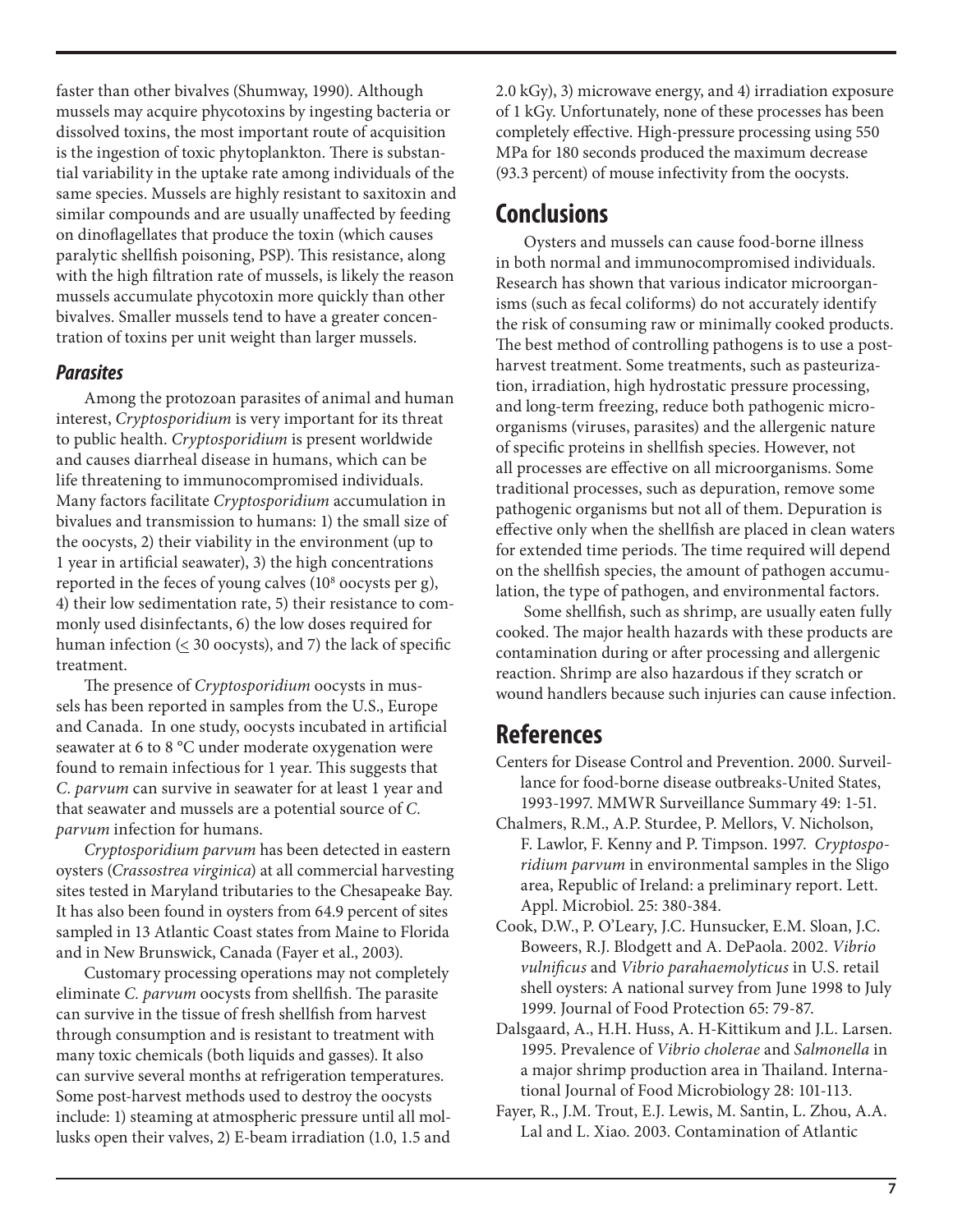faster than other bivalves (Shumway, 1990). Although mussels may acquire phycotoxins by ingesting bacteria or dissolved toxins, the most important route of acquisition is the ingestion of toxic phytoplankton. There is substantial variability in the uptake rate among individuals of the same species. Mussels are highly resistant to saxitoxin and similar compounds and are usually unaffected by feeding on dinoflagellates that produce the toxin (which causes paralytic shellfish poisoning, PSP). This resistance, along with the high filtration rate of mussels, is likely the reason mussels accumulate phycotoxin more quickly than other bivalves. Smaller mussels tend to have a greater concentration of toxins per unit weight than larger mussels.

### *Parasites*

Among the protozoan parasites of animal and human interest, *Cryptosporidium* is very important for its threat to public health. *Cryptosporidium* is present worldwide and causes diarrheal disease in humans, which can be life threatening to immunocompromised individuals. Many factors facilitate *Cryptosporidium* accumulation in bivalues and transmission to humans: 1) the small size of the oocysts, 2) their viability in the environment (up to 1 year in artificial seawater), 3) the high concentrations reported in the feces of young calves ($10^8$ oocysts per g), 4) their low sedimentation rate, 5) their resistance to commonly used disinfectants, 6) the low doses required for human infection ($\leq$ 30 oocysts), and 7) the lack of specific treatment.

The presence of *Cryptosporidium* oocysts in mussels has been reported in samples from the U.S., Europe and Canada. In one study, oocysts incubated in artificial seawater at 6 to 8 °C under moderate oxygenation were found to remain infectious for 1 year. This suggests that *C. parvum* can survive in seawater for at least 1 year and that seawater and mussels are a potential source of *C. parvum* infection for humans.

*Cryptosporidium parvum* has been detected in eastern oysters (*Crassostrea virginica*) at all commercial harvesting sites tested in Maryland tributaries to the Chesapeake Bay. It has also been found in oysters from 64.9 percent of sites sampled in 13 Atlantic Coast states from Maine to Florida and in New Brunswick, Canada (Fayer et al., 2003).

Customary processing operations may not completely eliminate *C. parvum* oocysts from shellfish. The parasite can survive in the tissue of fresh shellfish from harvest through consumption and is resistant to treatment with many toxic chemicals (both liquids and gasses). It also can survive several months at refrigeration temperatures. Some post-harvest methods used to destroy the oocysts include: 1) steaming at atmospheric pressure until all mollusks open their valves, 2) E-beam irradiation (1.0, 1.5 and 2.0 kGy), 3) microwave energy, and 4) irradiation exposure of 1 kGy. Unfortunately, none of these processes has been completely effective. High-pressure processing using 550 MPa for 180 seconds produced the maximum decrease (93.3 percent) of mouse infectivity from the oocysts.

## Conclusions

Oysters and mussels can cause food-borne illness in both normal and immunocompromised individuals. Research has shown that various indicator microorganisms (such as fecal coliforms) do not accurately identify the risk of consuming raw or minimally cooked products. The best method of controlling pathogens is to use a post-harvest treatment. Some treatments, such as pasteurization, irradiation, high hydrostatic pressure processing, and long-term freezing, reduce both pathogenic microorganisms (viruses, parasites) and the allergenic nature of specific proteins in shellfish species. However, not all processes are effective on all microorganisms. Some traditional processes, such as depuration, remove some pathogenic organisms but not all of them. Depuration is effective only when the shellfish are placed in clean waters for extended time periods. The time required will depend on the shellfish species, the amount of pathogen accumulation, the type of pathogen, and environmental factors.

Some shellfish, such as shrimp, are usually eaten fully cooked. The major health hazards with these products are contamination during or after processing and allergenic reaction. Shrimp are also hazardous if they scratch or wound handlers because such injuries can cause infection.

## References

Centers for Disease Control and Prevention. 2000. Surveillance for food-borne disease outbreaks-United States, 1993-1997. MMWR Surveillance Summary 49: 1-51.

Chalmers, R.M., A.P. Sturdee, P. Mellors, V. Nicholson, F. Lawlor, F. Kenny and P. Timpson. 1997. *Cryptosporidium parvum* in environmental samples in the Sligo area, Republic of Ireland: a preliminary report. Lett. Appl. Microbiol. 25: 380-384.

Cook, D.W., P. O'Leary, J.C. Hunsucker, E.M. Sloan, J.C. Boweers, R.J. Blodgett and A. DePaola. 2002. *Vibrio vulnificus* and *Vibrio parahaemolyticus* in U.S. retail shell oysters: A national survey from June 1998 to July 1999. Journal of Food Protection 65: 79-87.

Dalsgaard, A., H.H. Huss, A. H-Kittikum and J.L. Larsen. 1995. Prevalence of *Vibrio cholerae* and *Salmonella* in a major shrimp production area in Thailand. International Journal of Food Microbiology 28: 101-113.

Fayer, R., J.M. Trout, E.J. Lewis, M. Santin, L. Zhou, A.A. Lal and L. Xiao. 2003. Contamination of Atlantic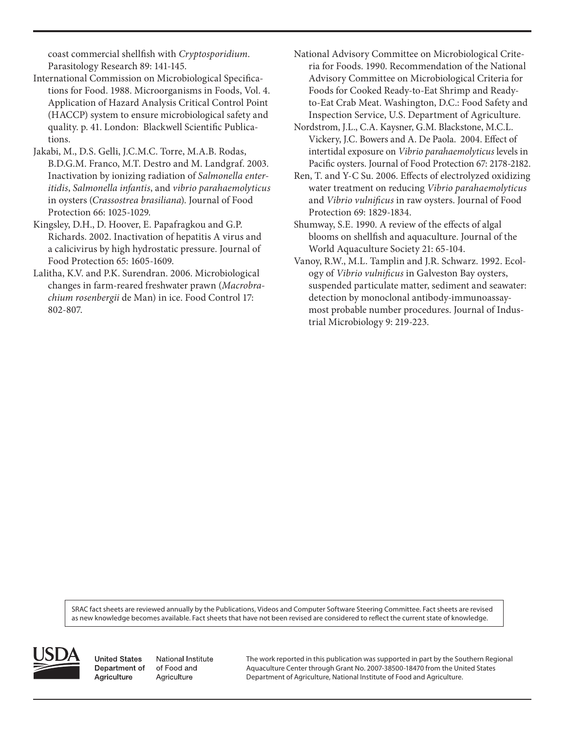coast commercial shellfish with *Cryptosporidium*. Parasitology Research 89: 141-145.

International Commission on Microbiological Specifications for Food. 1988. Microorganisms in Foods, Vol. 4. Application of Hazard Analysis Critical Control Point (HACCP) system to ensure microbiological safety and quality. p. 41. London: Blackwell Scientific Publications.

Jakabi, M., D.S. Gelli, J.C.M.C. Torre, M.A.B. Rodas, B.D.G.M. Franco, M.T. Destro and M. Landgraf. 2003. Inactivation by ionizing radiation of *Salmonella enteritidis*, *Salmonella infantis*, and *vibrio parahaemolyticus* in oysters (*Crassostrea brasiliana*). Journal of Food Protection 66: 1025-1029.

Kingsley, D.H., D. Hoover, E. Papafragkou and G.P. Richards. 2002. Inactivation of hepatitis A virus and a calicivirus by high hydrostatic pressure. Journal of Food Protection 65: 1605-1609.

Lalitha, K.V. and P.K. Surendran. 2006. Microbiological changes in farm-reared freshwater prawn (*Macrobrachium rosenbergii* de Man) in ice. Food Control 17: 802-807.

National Advisory Committee on Microbiological Criteria for Foods. 1990. Recommendation of the National Advisory Committee on Microbiological Criteria for Foods for Cooked Ready-to-Eat Shrimp and Ready-to-Eat Crab Meat. Washington, D.C.: Food Safety and Inspection Service, U.S. Department of Agriculture.

Nordstrom, J.L., C.A. Kaysner, G.M. Blackstone, M.C.L. Vickery, J.C. Bowers and A. De Paola. 2004. Effect of intertidal exposure on *Vibrio parahaemolyticus* levels in Pacific oysters. Journal of Food Protection 67: 2178-2182.

Ren, T. and Y-C Su. 2006. Effects of electrolyzed oxidizing water treatment on reducing *Vibrio parahaemolyticus* and *Vibrio vulnificus* in raw oysters. Journal of Food Protection 69: 1829-1834.

Shumway, S.E. 1990. A review of the effects of algal blooms on shellfish and aquaculture. Journal of the World Aquaculture Society 21: 65-104.

Vanoy, R.W., M.L. Tamplin and J.R. Schwarz. 1992. Ecology of *Vibrio vulnificus* in Galveston Bay oysters, suspended particulate matter, sediment and seawater: detection by monoclonal antibody-immunoassay-most probable number procedures. Journal of Industrial Microbiology 9: 219-223.

SRAC fact sheets are reviewed annually by the Publications, Videos and Computer Software Steering Committee. Fact sheets are revised as new knowledge becomes available. Fact sheets that have not been revised are considered to reflect the current state of knowledge.

USDA — United States Department of Agriculture, National Institute of Food and Agriculture

The work reported in this publication was supported in part by the Southern Regional Aquaculture Center through Grant No. 2007-38500-18470 from the United States Department of Agriculture, National Institute of Food and Agriculture.